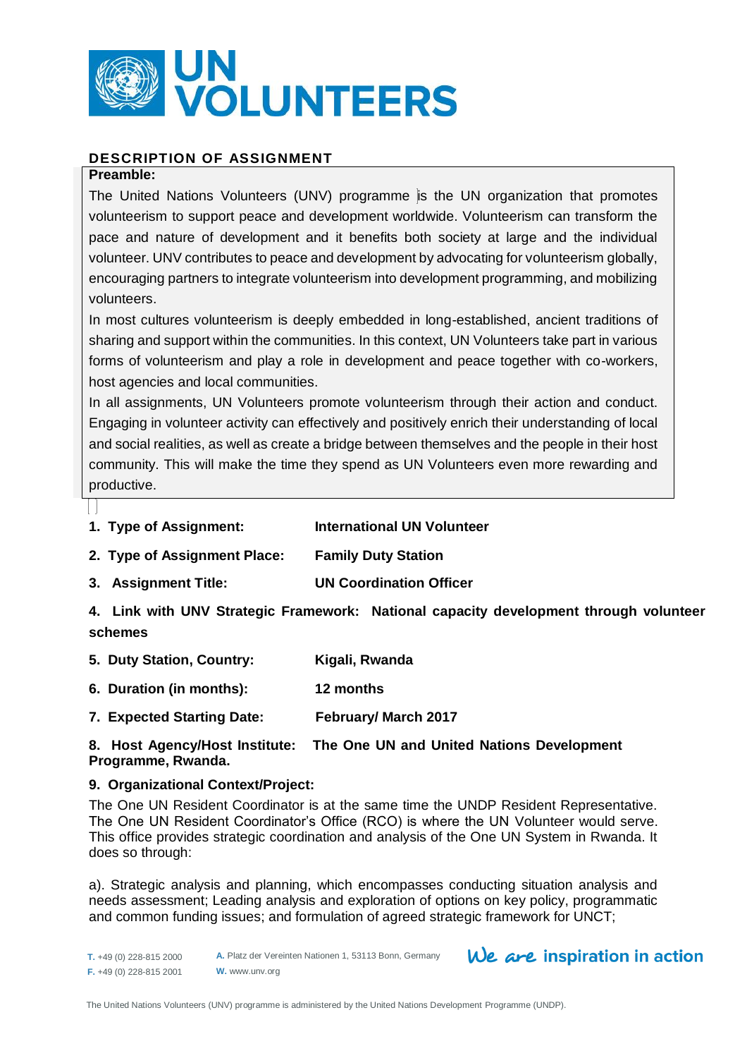# UN VOLUNTEERS

## DESCRIPTION OF ASSIGNMENT

**Preamble:**

The United Nations Volunteers (UNV) programme is the UN organization that promotes volunteerism to support peace and development worldwide. Volunteerism can transform the pace and nature of development and it benefits both society at large and the individual volunteer. UNV contributes to peace and development by advocating for volunteerism globally, encouraging partners to integrate volunteerism into development programming, and mobilizing volunteers.

In most cultures volunteerism is deeply embedded in long-established, ancient traditions of sharing and support within the communities. In this context, UN Volunteers take part in various forms of volunteerism and play a role in development and peace together with co-workers, host agencies and local communities.

In all assignments, UN Volunteers promote volunteerism through their action and conduct. Engaging in volunteer activity can effectively and positively enrich their understanding of local and social realities, as well as create a bridge between themselves and the people in their host community. This will make the time they spend as UN Volunteers even more rewarding and productive.

1. **Type of Assignment:** **International UN Volunteer**
2. **Type of Assignment Place:** **Family Duty Station**
3. **Assignment Title:** **UN Coordination Officer**
4. **Link with UNV Strategic Framework:** **National capacity development through volunteer schemes**
5. **Duty Station, Country:** **Kigali, Rwanda**
6. **Duration (in months):** **12 months**
7. **Expected Starting Date:** **February/ March 2017**
8. **Host Agency/Host Institute:** **The One UN and United Nations Development Programme, Rwanda.**
9. **Organizational Context/Project:**

The One UN Resident Coordinator is at the same time the UNDP Resident Representative. The One UN Resident Coordinator's Office (RCO) is where the UN Volunteer would serve. This office provides strategic coordination and analysis of the One UN System in Rwanda. It does so through:

a). Strategic analysis and planning, which encompasses conducting situation analysis and needs assessment; Leading analysis and exploration of options on key policy, programmatic and common funding issues; and formulation of agreed strategic framework for UNCT;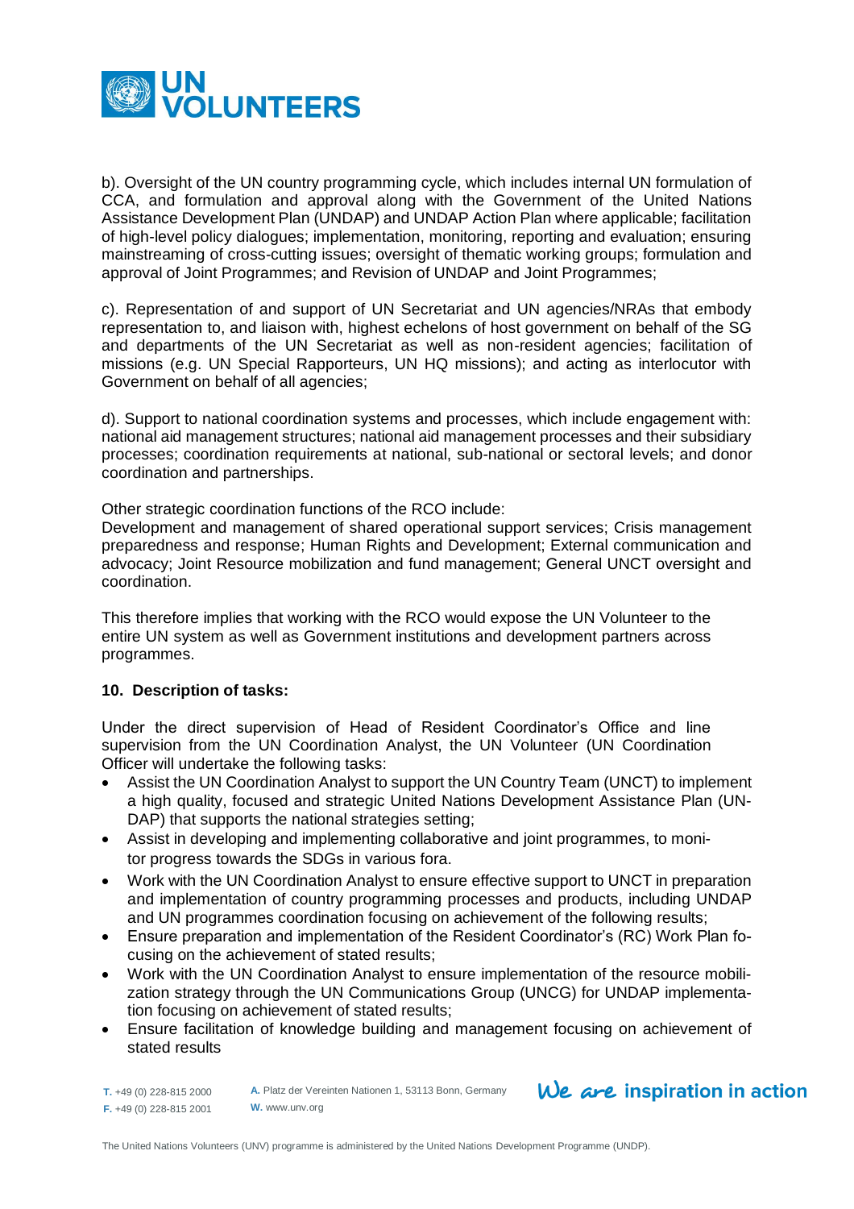b). Oversight of the UN country programming cycle, which includes internal UN formulation of CCA, and formulation and approval along with the Government of the United Nations Assistance Development Plan (UNDAP) and UNDAP Action Plan where applicable; facilitation of high-level policy dialogues; implementation, monitoring, reporting and evaluation; ensuring mainstreaming of cross-cutting issues; oversight of thematic working groups; formulation and approval of Joint Programmes; and Revision of UNDAP and Joint Programmes;

c). Representation of and support of UN Secretariat and UN agencies/NRAs that embody representation to, and liaison with, highest echelons of host government on behalf of the SG and departments of the UN Secretariat as well as non-resident agencies; facilitation of missions (e.g. UN Special Rapporteurs, UN HQ missions); and acting as interlocutor with Government on behalf of all agencies;

d). Support to national coordination systems and processes, which include engagement with: national aid management structures; national aid management processes and their subsidiary processes; coordination requirements at national, sub-national or sectoral levels; and donor coordination and partnerships.

Other strategic coordination functions of the RCO include:
Development and management of shared operational support services; Crisis management preparedness and response; Human Rights and Development; External communication and advocacy; Joint Resource mobilization and fund management; General UNCT oversight and coordination.

This therefore implies that working with the RCO would expose the UN Volunteer to the entire UN system as well as Government institutions and development partners across programmes.

## 10. Description of tasks:

Under the direct supervision of Head of Resident Coordinator's Office and line supervision from the UN Coordination Analyst, the UN Volunteer (UN Coordination Officer will undertake the following tasks:

- Assist the UN Coordination Analyst to support the UN Country Team (UNCT) to implement a high quality, focused and strategic United Nations Development Assistance Plan (UN-DAP) that supports the national strategies setting;
- Assist in developing and implementing collaborative and joint programmes, to monitor progress towards the SDGs in various fora.
- Work with the UN Coordination Analyst to ensure effective support to UNCT in preparation and implementation of country programming processes and products, including UNDAP and UN programmes coordination focusing on achievement of the following results;
- Ensure preparation and implementation of the Resident Coordinator's (RC) Work Plan focusing on the achievement of stated results;
- Work with the UN Coordination Analyst to ensure implementation of the resource mobilization strategy through the UN Communications Group (UNCG) for UNDAP implementation focusing on achievement of stated results;
- Ensure facilitation of knowledge building and management focusing on achievement of stated results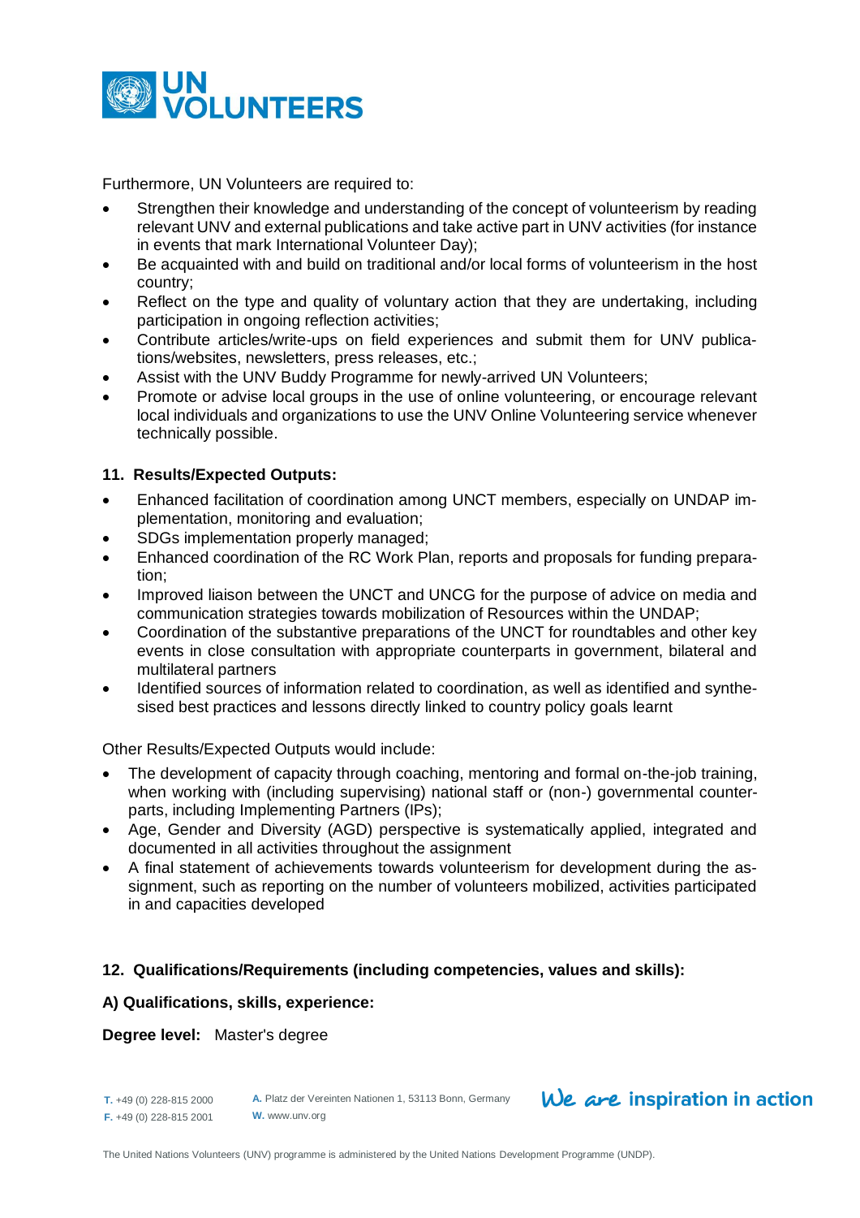Furthermore, UN Volunteers are required to:

- Strengthen their knowledge and understanding of the concept of volunteerism by reading relevant UNV and external publications and take active part in UNV activities (for instance in events that mark International Volunteer Day);
- Be acquainted with and build on traditional and/or local forms of volunteerism in the host country;
- Reflect on the type and quality of voluntary action that they are undertaking, including participation in ongoing reflection activities;
- Contribute articles/write-ups on field experiences and submit them for UNV publications/websites, newsletters, press releases, etc.;
- Assist with the UNV Buddy Programme for newly-arrived UN Volunteers;
- Promote or advise local groups in the use of online volunteering, or encourage relevant local individuals and organizations to use the UNV Online Volunteering service whenever technically possible.

### 11. Results/Expected Outputs:

- Enhanced facilitation of coordination among UNCT members, especially on UNDAP implementation, monitoring and evaluation;
- SDGs implementation properly managed;
- Enhanced coordination of the RC Work Plan, reports and proposals for funding preparation;
- Improved liaison between the UNCT and UNCG for the purpose of advice on media and communication strategies towards mobilization of Resources within the UNDAP;
- Coordination of the substantive preparations of the UNCT for roundtables and other key events in close consultation with appropriate counterparts in government, bilateral and multilateral partners
- Identified sources of information related to coordination, as well as identified and synthesised best practices and lessons directly linked to country policy goals learnt

Other Results/Expected Outputs would include:

- The development of capacity through coaching, mentoring and formal on-the-job training, when working with (including supervising) national staff or (non-) governmental counterparts, including Implementing Partners (IPs);
- Age, Gender and Diversity (AGD) perspective is systematically applied, integrated and documented in all activities throughout the assignment
- A final statement of achievements towards volunteerism for development during the assignment, such as reporting on the number of volunteers mobilized, activities participated in and capacities developed

### 12. Qualifications/Requirements (including competencies, values and skills):

**A) Qualifications, skills, experience:**

**Degree level:** Master's degree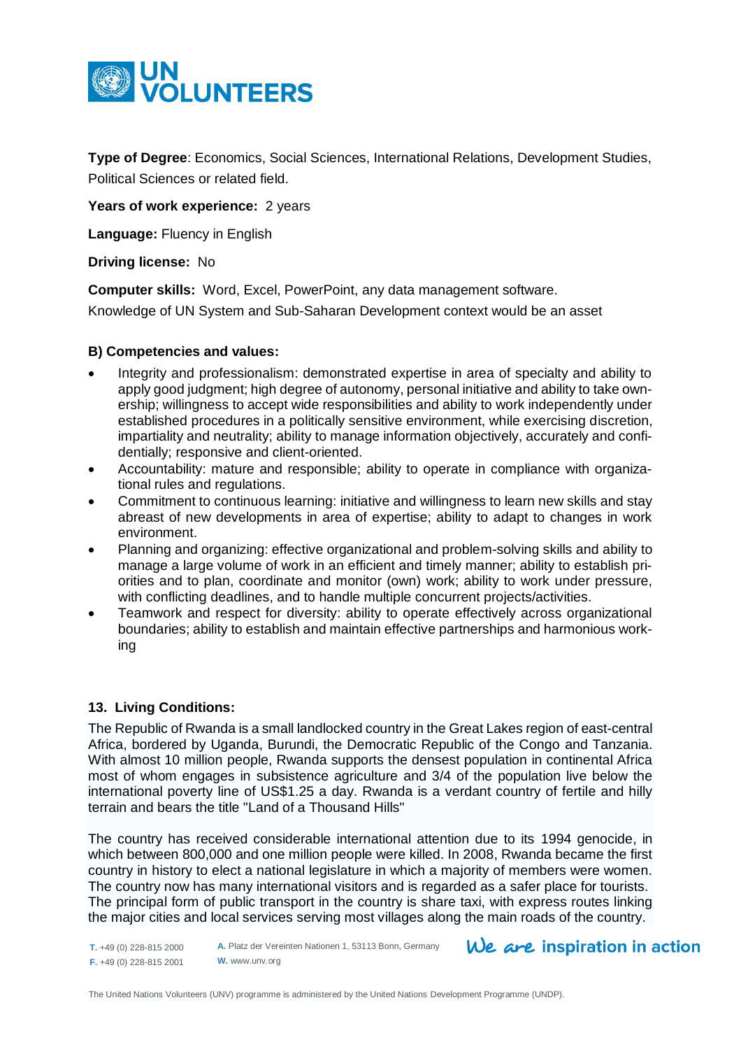**Type of Degree**: Economics, Social Sciences, International Relations, Development Studies, Political Sciences or related field.

**Years of work experience:** 2 years

**Language:** Fluency in English

**Driving license:** No

**Computer skills:** Word, Excel, PowerPoint, any data management software.

Knowledge of UN System and Sub-Saharan Development context would be an asset

**B) Competencies and values:**

- Integrity and professionalism: demonstrated expertise in area of specialty and ability to apply good judgment; high degree of autonomy, personal initiative and ability to take ownership; willingness to accept wide responsibilities and ability to work independently under established procedures in a politically sensitive environment, while exercising discretion, impartiality and neutrality; ability to manage information objectively, accurately and confidentially; responsive and client-oriented.
- Accountability: mature and responsible; ability to operate in compliance with organizational rules and regulations.
- Commitment to continuous learning: initiative and willingness to learn new skills and stay abreast of new developments in area of expertise; ability to adapt to changes in work environment.
- Planning and organizing: effective organizational and problem-solving skills and ability to manage a large volume of work in an efficient and timely manner; ability to establish priorities and to plan, coordinate and monitor (own) work; ability to work under pressure, with conflicting deadlines, and to handle multiple concurrent projects/activities.
- Teamwork and respect for diversity: ability to operate effectively across organizational boundaries; ability to establish and maintain effective partnerships and harmonious working

**13. Living Conditions:**

The Republic of Rwanda is a small landlocked country in the Great Lakes region of east-central Africa, bordered by Uganda, Burundi, the Democratic Republic of the Congo and Tanzania. With almost 10 million people, Rwanda supports the densest population in continental Africa most of whom engages in subsistence agriculture and 3/4 of the population live below the international poverty line of US$1.25 a day. Rwanda is a verdant country of fertile and hilly terrain and bears the title "Land of a Thousand Hills"

The country has received considerable international attention due to its 1994 genocide, in which between 800,000 and one million people were killed. In 2008, Rwanda became the first country in history to elect a national legislature in which a majority of members were women. The country now has many international visitors and is regarded as a safer place for tourists. The principal form of public transport in the country is share taxi, with express routes linking the major cities and local services serving most villages along the main roads of the country.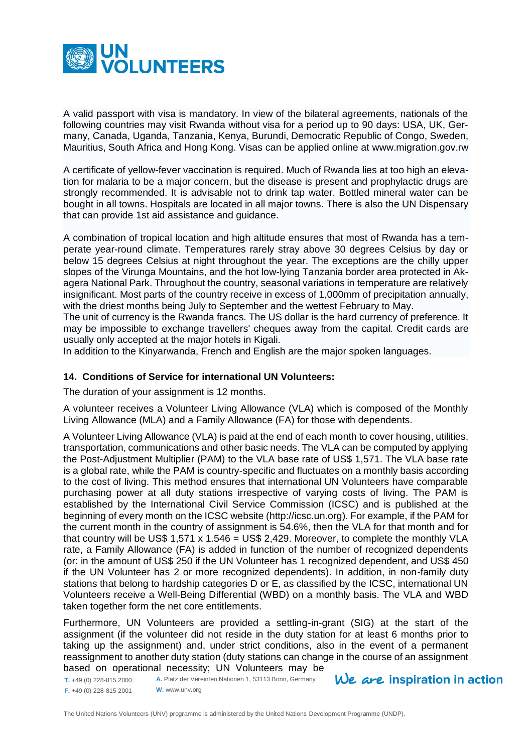A valid passport with visa is mandatory. In view of the bilateral agreements, nationals of the following countries may visit Rwanda without visa for a period up to 90 days: USA, UK, Germany, Canada, Uganda, Tanzania, Kenya, Burundi, Democratic Republic of Congo, Sweden, Mauritius, South Africa and Hong Kong. Visas can be applied online at www.migration.gov.rw

A certificate of yellow-fever vaccination is required. Much of Rwanda lies at too high an elevation for malaria to be a major concern, but the disease is present and prophylactic drugs are strongly recommended. It is advisable not to drink tap water. Bottled mineral water can be bought in all towns. Hospitals are located in all major towns. There is also the UN Dispensary that can provide 1st aid assistance and guidance.

A combination of tropical location and high altitude ensures that most of Rwanda has a temperate year-round climate. Temperatures rarely stray above 30 degrees Celsius by day or below 15 degrees Celsius at night throughout the year. The exceptions are the chilly upper slopes of the Virunga Mountains, and the hot low-lying Tanzania border area protected in Akagera National Park. Throughout the country, seasonal variations in temperature are relatively insignificant. Most parts of the country receive in excess of 1,000mm of precipitation annually, with the driest months being July to September and the wettest February to May.
The unit of currency is the Rwanda francs. The US dollar is the hard currency of preference. It may be impossible to exchange travellers' cheques away from the capital. Credit cards are usually only accepted at the major hotels in Kigali.
In addition to the Kinyarwanda, French and English are the major spoken languages.

### 14. Conditions of Service for international UN Volunteers:

The duration of your assignment is 12 months.

A volunteer receives a Volunteer Living Allowance (VLA) which is composed of the Monthly Living Allowance (MLA) and a Family Allowance (FA) for those with dependents.

A Volunteer Living Allowance (VLA) is paid at the end of each month to cover housing, utilities, transportation, communications and other basic needs. The VLA can be computed by applying the Post-Adjustment Multiplier (PAM) to the VLA base rate of US$ 1,571. The VLA base rate is a global rate, while the PAM is country-specific and fluctuates on a monthly basis according to the cost of living. This method ensures that international UN Volunteers have comparable purchasing power at all duty stations irrespective of varying costs of living. The PAM is established by the International Civil Service Commission (ICSC) and is published at the beginning of every month on the ICSC website (http://icsc.un.org). For example, if the PAM for the current month in the country of assignment is 54.6%, then the VLA for that month and for that country will be US$ 1,571 x 1.546 = US$ 2,429. Moreover, to complete the monthly VLA rate, a Family Allowance (FA) is added in function of the number of recognized dependents (or: in the amount of US$ 250 if the UN Volunteer has 1 recognized dependent, and US$ 450 if the UN Volunteer has 2 or more recognized dependents). In addition, in non-family duty stations that belong to hardship categories D or E, as classified by the ICSC, international UN Volunteers receive a Well-Being Differential (WBD) on a monthly basis. The VLA and WBD taken together form the net core entitlements.

Furthermore, UN Volunteers are provided a settling-in-grant (SIG) at the start of the assignment (if the volunteer did not reside in the duty station for at least 6 months prior to taking up the assignment) and, under strict conditions, also in the event of a permanent reassignment to another duty station (duty stations can change in the course of an assignment based on operational necessity; UN Volunteers may be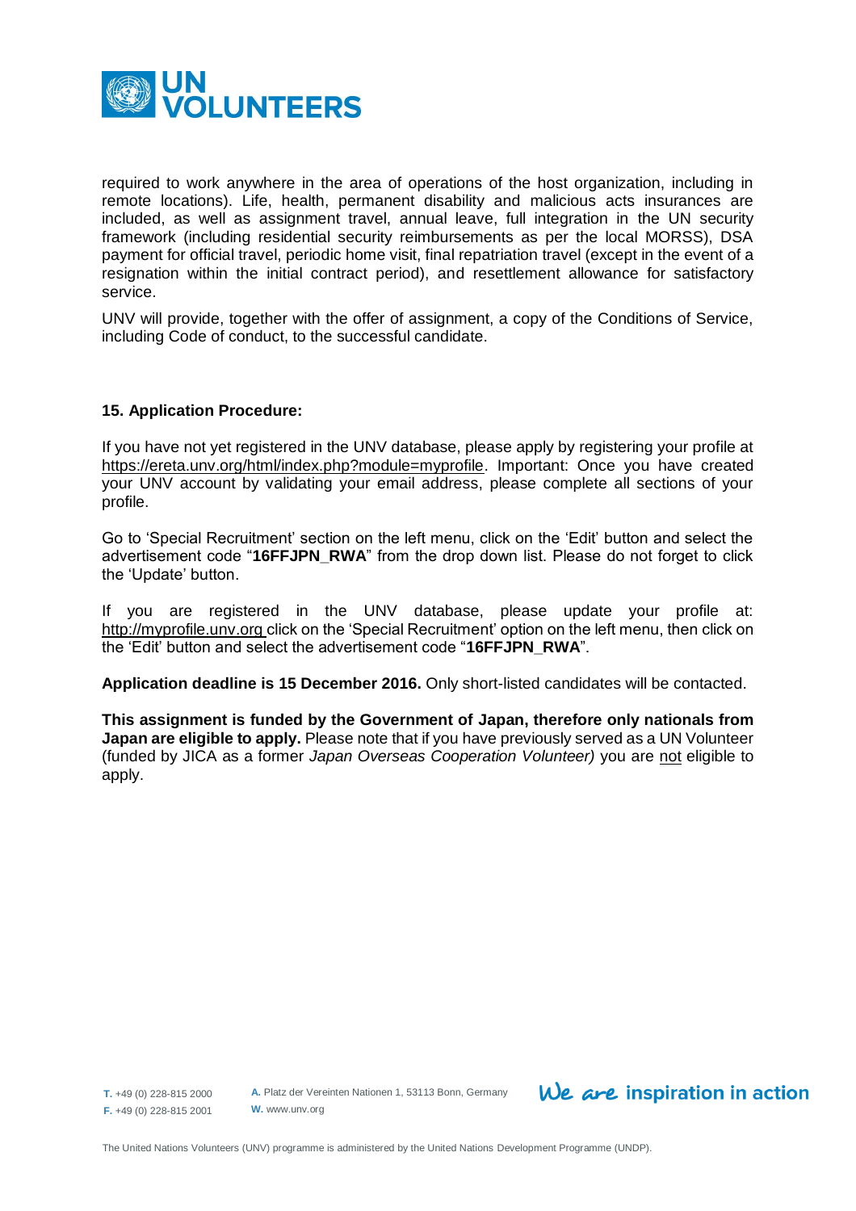required to work anywhere in the area of operations of the host organization, including in remote locations). Life, health, permanent disability and malicious acts insurances are included, as well as assignment travel, annual leave, full integration in the UN security framework (including residential security reimbursements as per the local MORSS), DSA payment for official travel, periodic home visit, final repatriation travel (except in the event of a resignation within the initial contract period), and resettlement allowance for satisfactory service.

UNV will provide, together with the offer of assignment, a copy of the Conditions of Service, including Code of conduct, to the successful candidate.

**15. Application Procedure:**

If you have not yet registered in the UNV database, please apply by registering your profile at https://ereta.unv.org/html/index.php?module=myprofile. Important: Once you have created your UNV account by validating your email address, please complete all sections of your profile.

Go to 'Special Recruitment' section on the left menu, click on the 'Edit' button and select the advertisement code "**16FFJPN_RWA**" from the drop down list. Please do not forget to click the 'Update' button.

If you are registered in the UNV database, please update your profile at: http://myprofile.unv.org click on the 'Special Recruitment' option on the left menu, then click on the 'Edit' button and select the advertisement code "**16FFJPN_RWA**".

**Application deadline is 15 December 2016.** Only short-listed candidates will be contacted.

**This assignment is funded by the Government of Japan, therefore only nationals from Japan are eligible to apply.** Please note that if you have previously served as a UN Volunteer (funded by JICA as a former *Japan Overseas Cooperation Volunteer)* you are not eligible to apply.